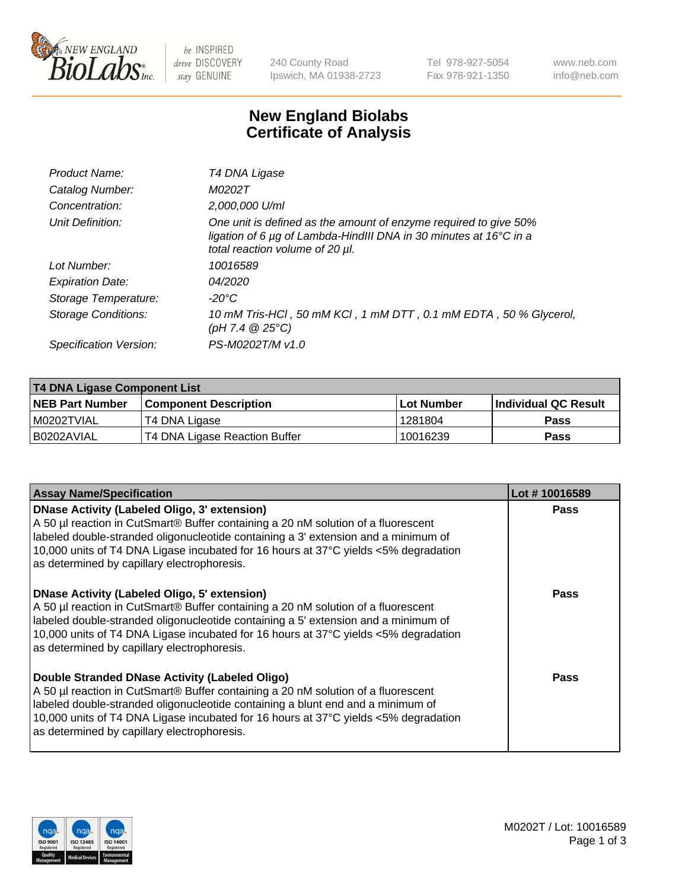# New England Biolabs Certificate of Analysis

| | |
|---|---|
| *Product Name:* | *T4 DNA Ligase* |
| *Catalog Number:* | *M0202T* |
| *Concentration:* | *2,000,000 U/ml* |
| *Unit Definition:* | *One unit is defined as the amount of enzyme required to give 50% ligation of 6 µg of Lambda-HindIII DNA in 30 minutes at 16°C in a total reaction volume of 20 µl.* |
| *Lot Number:* | *10016589* |
| *Expiration Date:* | *04/2020* |
| *Storage Temperature:* | *-20°C* |
| *Storage Conditions:* | *10 mM Tris-HCl , 50 mM KCl , 1 mM DTT , 0.1 mM EDTA , 50 % Glycerol, (pH 7.4 @ 25°C)* |
| *Specification Version:* | *PS-M0202T/M v1.0* |

| T4 DNA Ligase Component List | | | |
|---|---|---|---|
| **NEB Part Number** | **Component Description** | **Lot Number** | **Individual QC Result** |
| M0202TVIAL | T4 DNA Ligase | 1281804 | Pass |
| B0202AVIAL | T4 DNA Ligase Reaction Buffer | 10016239 | Pass |

| Assay Name/Specification | Lot # 10016589 |
|---|---|
| **DNase Activity (Labeled Oligo, 3' extension)** A 50 µl reaction in CutSmart® Buffer containing a 20 nM solution of a fluorescent labeled double-stranded oligonucleotide containing a 3' extension and a minimum of 10,000 units of T4 DNA Ligase incubated for 16 hours at 37°C yields <5% degradation as determined by capillary electrophoresis. | Pass |
| **DNase Activity (Labeled Oligo, 5' extension)** A 50 µl reaction in CutSmart® Buffer containing a 20 nM solution of a fluorescent labeled double-stranded oligonucleotide containing a 5' extension and a minimum of 10,000 units of T4 DNA Ligase incubated for 16 hours at 37°C yields <5% degradation as determined by capillary electrophoresis. | Pass |
| **Double Stranded DNase Activity (Labeled Oligo)** A 50 µl reaction in CutSmart® Buffer containing a 20 nM solution of a fluorescent labeled double-stranded oligonucleotide containing a blunt end and a minimum of 10,000 units of T4 DNA Ligase incubated for 16 hours at 37°C yields <5% degradation as determined by capillary electrophoresis. | Pass |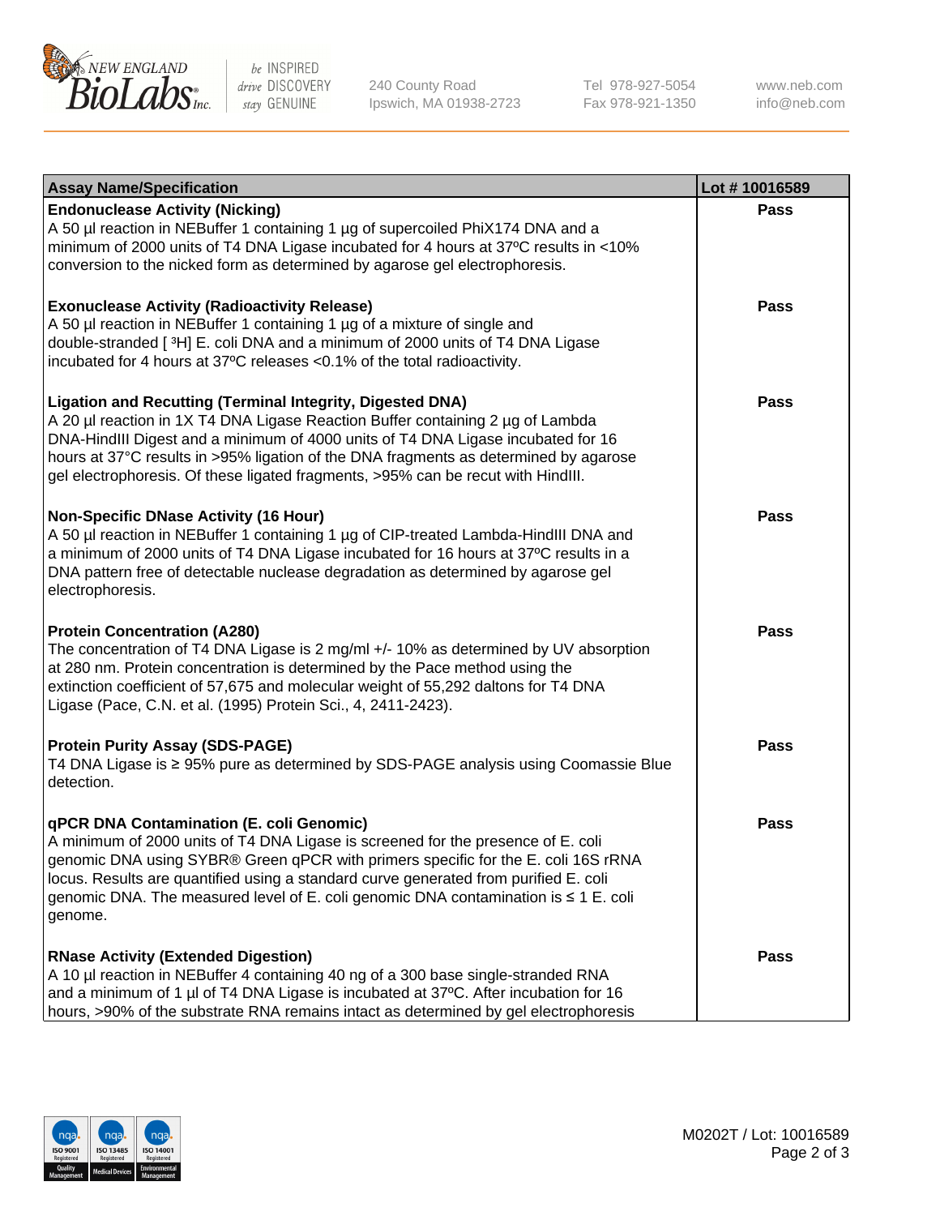| Assay Name/Specification | Lot # 10016589 |
| --- | --- |
| **Endonuclease Activity (Nicking)**<br>A 50 µl reaction in NEBuffer 1 containing 1 µg of supercoiled PhiX174 DNA and a minimum of 2000 units of T4 DNA Ligase incubated for 4 hours at 37ºC results in <10% conversion to the nicked form as determined by agarose gel electrophoresis. | Pass |
| **Exonuclease Activity (Radioactivity Release)**<br>A 50 µl reaction in NEBuffer 1 containing 1 µg of a mixture of single and double-stranded [ $^3$H] E. coli DNA and a minimum of 2000 units of T4 DNA Ligase incubated for 4 hours at 37ºC releases <0.1% of the total radioactivity. | Pass |
| **Ligation and Recutting (Terminal Integrity, Digested DNA)**<br>A 20 µl reaction in 1X T4 DNA Ligase Reaction Buffer containing 2 µg of Lambda DNA-HindIII Digest and a minimum of 4000 units of T4 DNA Ligase incubated for 16 hours at 37°C results in >95% ligation of the DNA fragments as determined by agarose gel electrophoresis. Of these ligated fragments, >95% can be recut with HindIII. | Pass |
| **Non-Specific DNase Activity (16 Hour)**<br>A 50 µl reaction in NEBuffer 1 containing 1 µg of CIP-treated Lambda-HindIII DNA and a minimum of 2000 units of T4 DNA Ligase incubated for 16 hours at 37ºC results in a DNA pattern free of detectable nuclease degradation as determined by agarose gel electrophoresis. | Pass |
| **Protein Concentration (A280)**<br>The concentration of T4 DNA Ligase is 2 mg/ml +/- 10% as determined by UV absorption at 280 nm. Protein concentration is determined by the Pace method using the extinction coefficient of 57,675 and molecular weight of 55,292 daltons for T4 DNA Ligase (Pace, C.N. et al. (1995) Protein Sci., 4, 2411-2423). | Pass |
| **Protein Purity Assay (SDS-PAGE)**<br>T4 DNA Ligase is ≥ 95% pure as determined by SDS-PAGE analysis using Coomassie Blue detection. | Pass |
| **qPCR DNA Contamination (E. coli Genomic)**<br>A minimum of 2000 units of T4 DNA Ligase is screened for the presence of E. coli genomic DNA using SYBR® Green qPCR with primers specific for the E. coli 16S rRNA locus. Results are quantified using a standard curve generated from purified E. coli genomic DNA. The measured level of E. coli genomic DNA contamination is ≤ 1 E. coli genome. | Pass |
| **RNase Activity (Extended Digestion)**<br>A 10 µl reaction in NEBuffer 4 containing 40 ng of a 300 base single-stranded RNA and a minimum of 1 µl of T4 DNA Ligase is incubated at 37ºC. After incubation for 16 hours, >90% of the substrate RNA remains intact as determined by gel electrophoresis | Pass |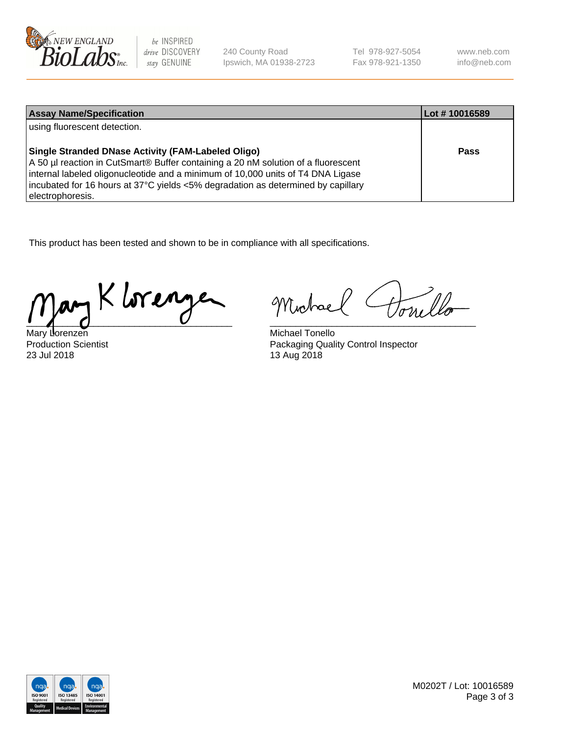| Assay Name/Specification | Lot # 10016589 |
| --- | --- |
| using fluorescent detection. | |
| **Single Stranded DNase Activity (FAM-Labeled Oligo)**<br>A 50 µl reaction in CutSmart® Buffer containing a 20 nM solution of a fluorescent internal labeled oligonucleotide and a minimum of 10,000 units of T4 DNA Ligase incubated for 16 hours at 37°C yields <5% degradation as determined by capillary electrophoresis. | **Pass** |

This product has been tested and shown to be in compliance with all specifications.

Mary Lorenzen
Production Scientist
23 Jul 2018

Michael Tonello
Packaging Quality Control Inspector
13 Aug 2018

M0202T / Lot: 10016589